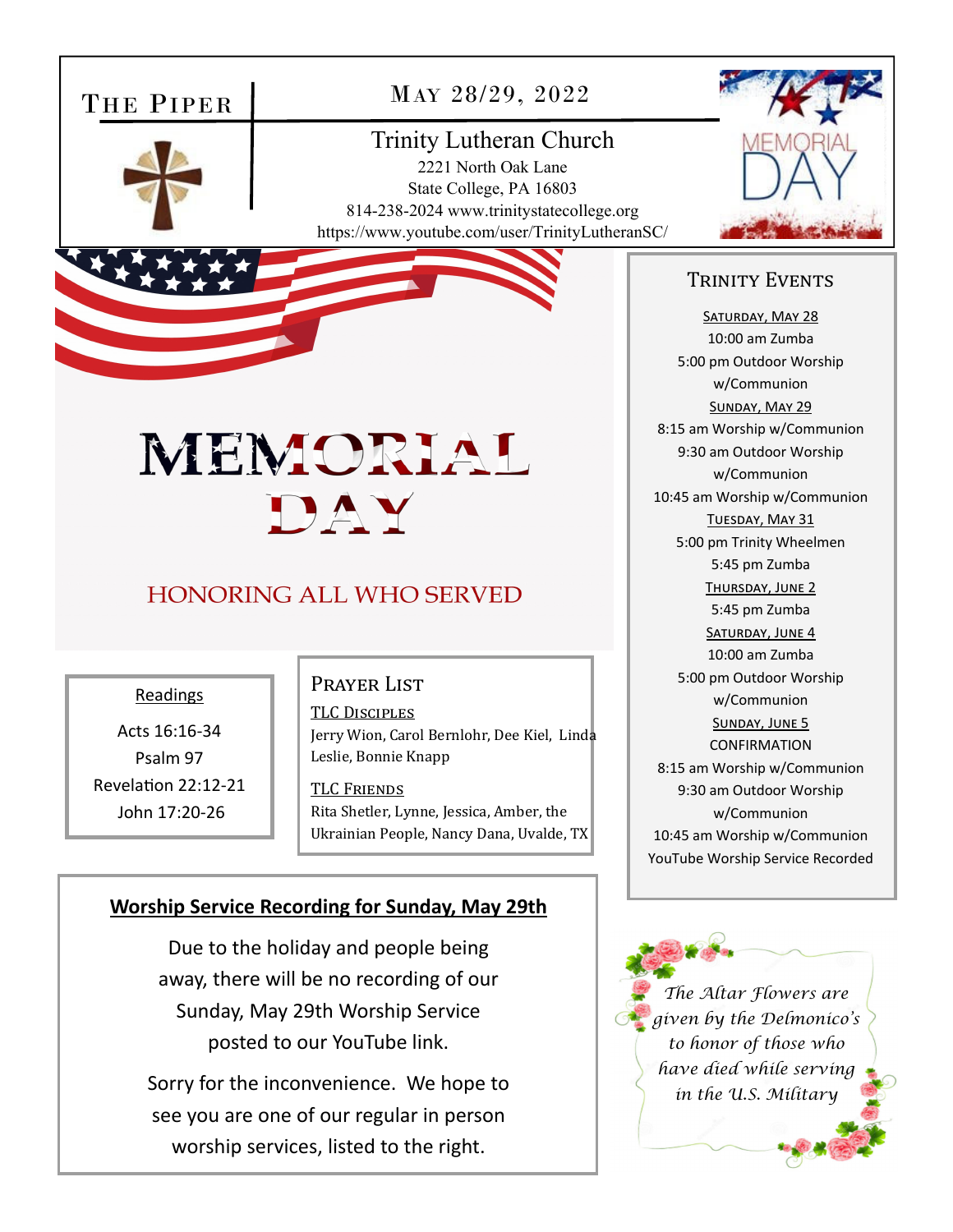# The Piper

## May 28/29, 2022

**Trinity Lutheran Church**
2221 North Oak Lane
State College, PA 16803
814-238-2024 www.trinitystatecollege.org
https://www.youtube.com/user/TrinityLutheranSC/

# MEMORIAL DAY

## HONORING ALL WHO SERVED

### Readings

Acts 16:16-34
Psalm 97
Revelation 22:12-21
John 17:20-26

### Prayer List

**TLC Disciples**
Jerry Wion, Carol Bernlohr, Dee Kiel, Linda Leslie, Bonnie Knapp

**TLC Friends**
Rita Shetler, Lynne, Jessica, Amber, the Ukrainian People, Nancy Dana, Uvalde, TX

### Worship Service Recording for Sunday, May 29th

Due to the holiday and people being away, there will be no recording of our Sunday, May 29th Worship Service posted to our YouTube link.

Sorry for the inconvenience. We hope to see you are one of our regular in person worship services, listed to the right.

### Trinity Events

**Saturday, May 28**
10:00 am Zumba
5:00 pm Outdoor Worship w/Communion

**Sunday, May 29**
8:15 am Worship w/Communion
9:30 am Outdoor Worship w/Communion
10:45 am Worship w/Communion

**Tuesday, May 31**
5:00 pm Trinity Wheelmen
5:45 pm Zumba

**Thursday, June 2**
5:45 pm Zumba

**Saturday, June 4**
10:00 am Zumba
5:00 pm Outdoor Worship w/Communion

**Sunday, June 5**
CONFIRMATION
8:15 am Worship w/Communion
9:30 am Outdoor Worship w/Communion
10:45 am Worship w/Communion
YouTube Worship Service Recorded

*The Altar Flowers are given by the Delmonico's to honor of those who have died while serving in the U.S. Military*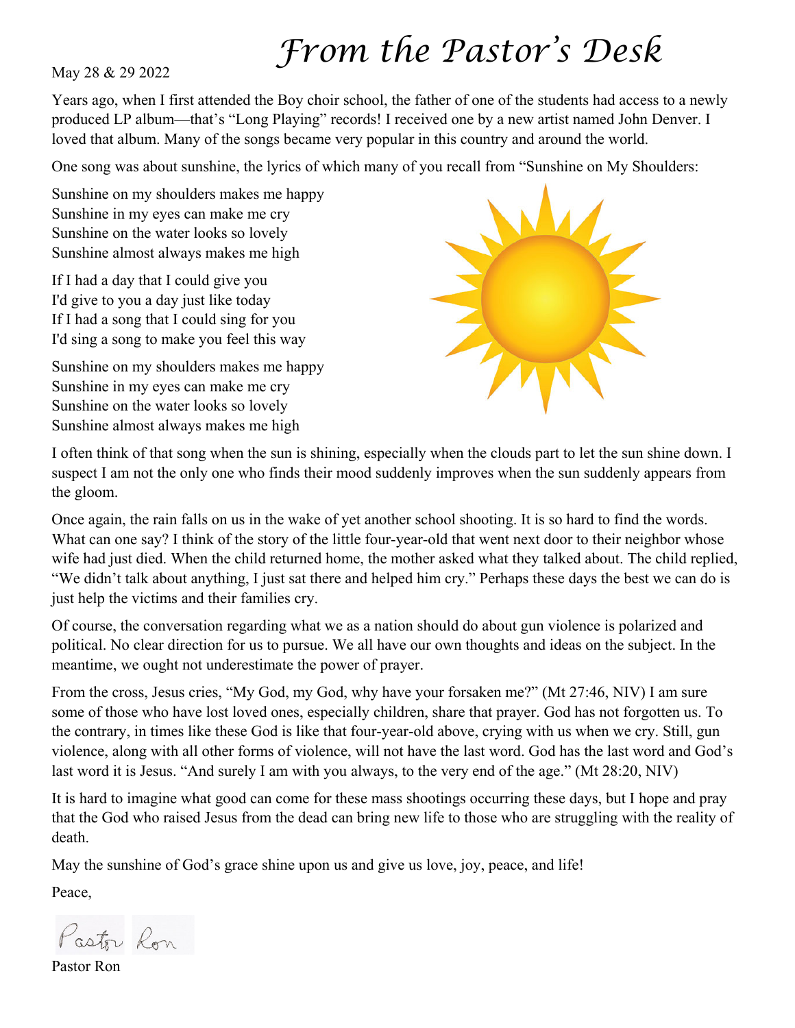# *From the Pastor's Desk*

May 28 & 29 2022

Years ago, when I first attended the Boy choir school, the father of one of the students had access to a newly produced LP album—that's "Long Playing" records! I received one by a new artist named John Denver. I loved that album. Many of the songs became very popular in this country and around the world.

One song was about sunshine, the lyrics of which many of you recall from "Sunshine on My Shoulders:

Sunshine on my shoulders makes me happy
Sunshine in my eyes can make me cry
Sunshine on the water looks so lovely
Sunshine almost always makes me high

If I had a day that I could give you
I'd give to you a day just like today
If I had a song that I could sing for you
I'd sing a song to make you feel this way

Sunshine on my shoulders makes me happy
Sunshine in my eyes can make me cry
Sunshine on the water looks so lovely
Sunshine almost always makes me high

I often think of that song when the sun is shining, especially when the clouds part to let the sun shine down. I suspect I am not the only one who finds their mood suddenly improves when the sun suddenly appears from the gloom.

Once again, the rain falls on us in the wake of yet another school shooting. It is so hard to find the words. What can one say? I think of the story of the little four-year-old that went next door to their neighbor whose wife had just died. When the child returned home, the mother asked what they talked about. The child replied, "We didn't talk about anything, I just sat there and helped him cry." Perhaps these days the best we can do is just help the victims and their families cry.

Of course, the conversation regarding what we as a nation should do about gun violence is polarized and political. No clear direction for us to pursue. We all have our own thoughts and ideas on the subject. In the meantime, we ought not underestimate the power of prayer.

From the cross, Jesus cries, "My God, my God, why have your forsaken me?" (Mt 27:46, NIV) I am sure some of those who have lost loved ones, especially children, share that prayer. God has not forgotten us. To the contrary, in times like these God is like that four-year-old above, crying with us when we cry. Still, gun violence, along with all other forms of violence, will not have the last word. God has the last word and God's last word it is Jesus. "And surely I am with you always, to the very end of the age." (Mt 28:20, NIV)

It is hard to imagine what good can come for these mass shootings occurring these days, but I hope and pray that the God who raised Jesus from the dead can bring new life to those who are struggling with the reality of death.

May the sunshine of God's grace shine upon us and give us love, joy, peace, and life!

Peace,

Pastor Ron

Pastor Ron